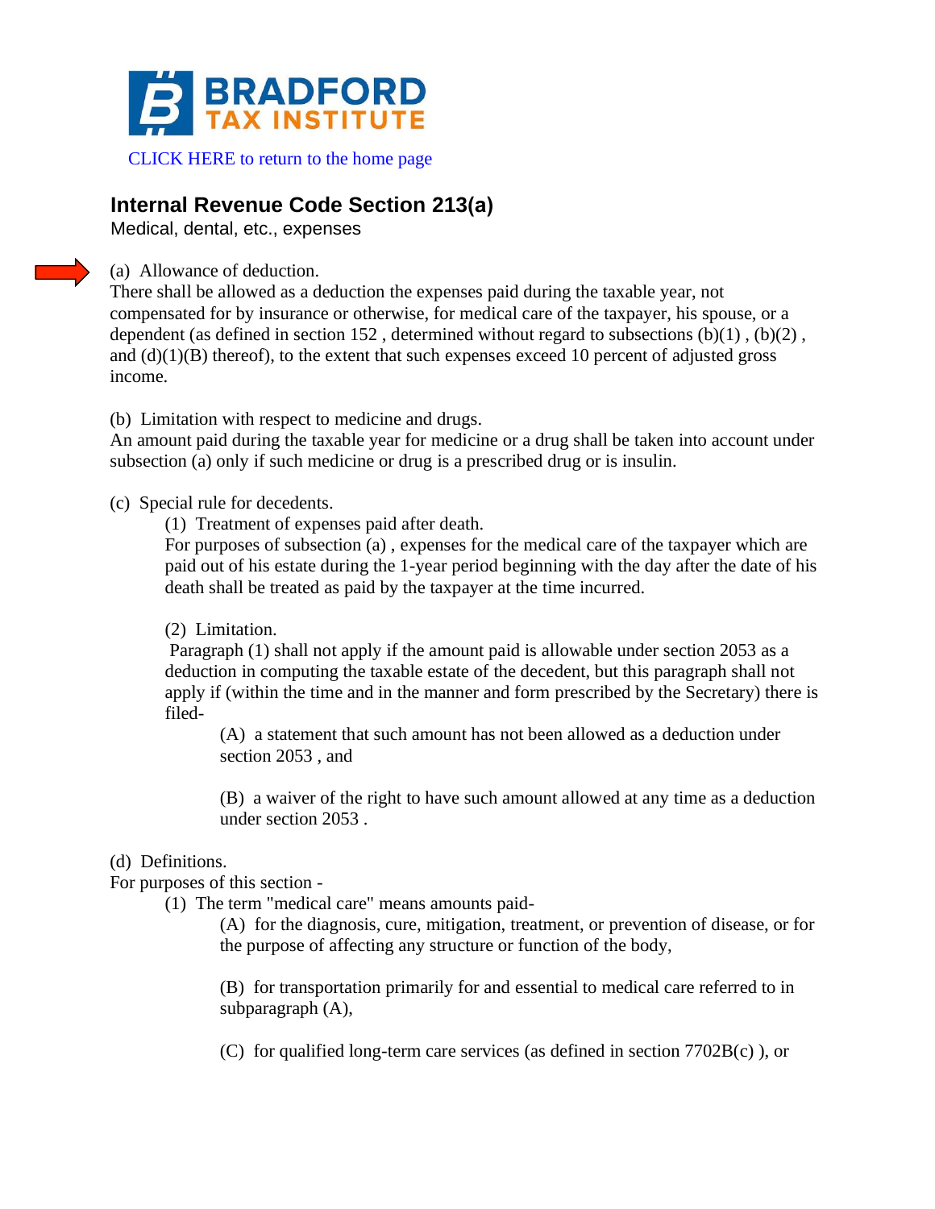# BRADFORD TAX INSTITUTE

CLICK HERE to return to the home page

## Internal Revenue Code Section 213(a)

Medical, dental, etc., expenses

(a) Allowance of deduction.

There shall be allowed as a deduction the expenses paid during the taxable year, not compensated for by insurance or otherwise, for medical care of the taxpayer, his spouse, or a dependent (as defined in section 152 , determined without regard to subsections (b)(1) , (b)(2) , and (d)(1)(B) thereof), to the extent that such expenses exceed 10 percent of adjusted gross income.

(b) Limitation with respect to medicine and drugs.

An amount paid during the taxable year for medicine or a drug shall be taken into account under subsection (a) only if such medicine or drug is a prescribed drug or is insulin.

(c) Special rule for decedents.

(1) Treatment of expenses paid after death.

For purposes of subsection (a) , expenses for the medical care of the taxpayer which are paid out of his estate during the 1-year period beginning with the day after the date of his death shall be treated as paid by the taxpayer at the time incurred.

(2) Limitation.

Paragraph (1) shall not apply if the amount paid is allowable under section 2053 as a deduction in computing the taxable estate of the decedent, but this paragraph shall not apply if (within the time and in the manner and form prescribed by the Secretary) there is filed-

(A) a statement that such amount has not been allowed as a deduction under section 2053 , and

(B) a waiver of the right to have such amount allowed at any time as a deduction under section 2053 .

(d) Definitions.

For purposes of this section -

(1) The term "medical care" means amounts paid-

(A) for the diagnosis, cure, mitigation, treatment, or prevention of disease, or for the purpose of affecting any structure or function of the body,

(B) for transportation primarily for and essential to medical care referred to in subparagraph (A),

(C) for qualified long-term care services (as defined in section 7702B(c) ), or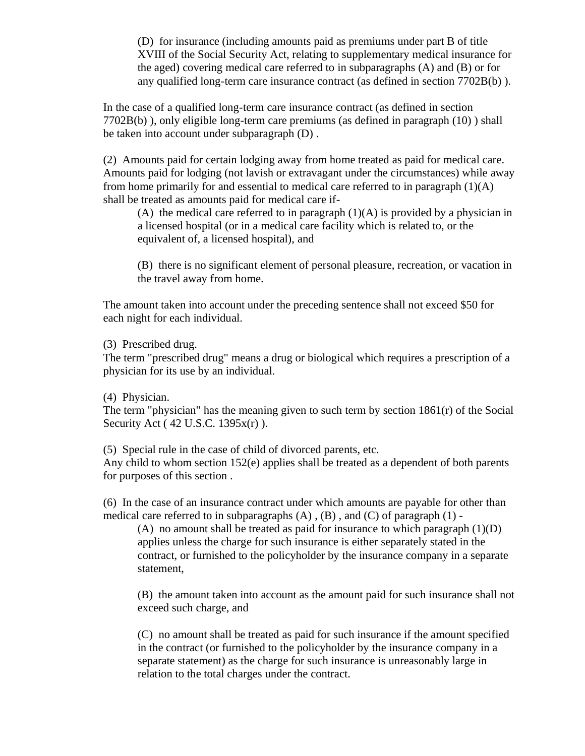(D) for insurance (including amounts paid as premiums under part B of title XVIII of the Social Security Act, relating to supplementary medical insurance for the aged) covering medical care referred to in subparagraphs (A) and (B) or for any qualified long-term care insurance contract (as defined in section 7702B(b) ).

In the case of a qualified long-term care insurance contract (as defined in section 7702B(b) ), only eligible long-term care premiums (as defined in paragraph (10) ) shall be taken into account under subparagraph (D) .

(2) Amounts paid for certain lodging away from home treated as paid for medical care.
Amounts paid for lodging (not lavish or extravagant under the circumstances) while away from home primarily for and essential to medical care referred to in paragraph (1)(A) shall be treated as amounts paid for medical care if-

(A) the medical care referred to in paragraph (1)(A) is provided by a physician in a licensed hospital (or in a medical care facility which is related to, or the equivalent of, a licensed hospital), and

(B) there is no significant element of personal pleasure, recreation, or vacation in the travel away from home.

The amount taken into account under the preceding sentence shall not exceed $50 for each night for each individual.

(3) Prescribed drug.
The term "prescribed drug" means a drug or biological which requires a prescription of a physician for its use by an individual.

(4) Physician.
The term "physician" has the meaning given to such term by section 1861(r) of the Social Security Act ( 42 U.S.C. 1395x(r) ).

(5) Special rule in the case of child of divorced parents, etc.
Any child to whom section 152(e) applies shall be treated as a dependent of both parents for purposes of this section .

(6) In the case of an insurance contract under which amounts are payable for other than medical care referred to in subparagraphs (A) , (B) , and (C) of paragraph (1) -

(A) no amount shall be treated as paid for insurance to which paragraph (1)(D) applies unless the charge for such insurance is either separately stated in the contract, or furnished to the policyholder by the insurance company in a separate statement,

(B) the amount taken into account as the amount paid for such insurance shall not exceed such charge, and

(C) no amount shall be treated as paid for such insurance if the amount specified in the contract (or furnished to the policyholder by the insurance company in a separate statement) as the charge for such insurance is unreasonably large in relation to the total charges under the contract.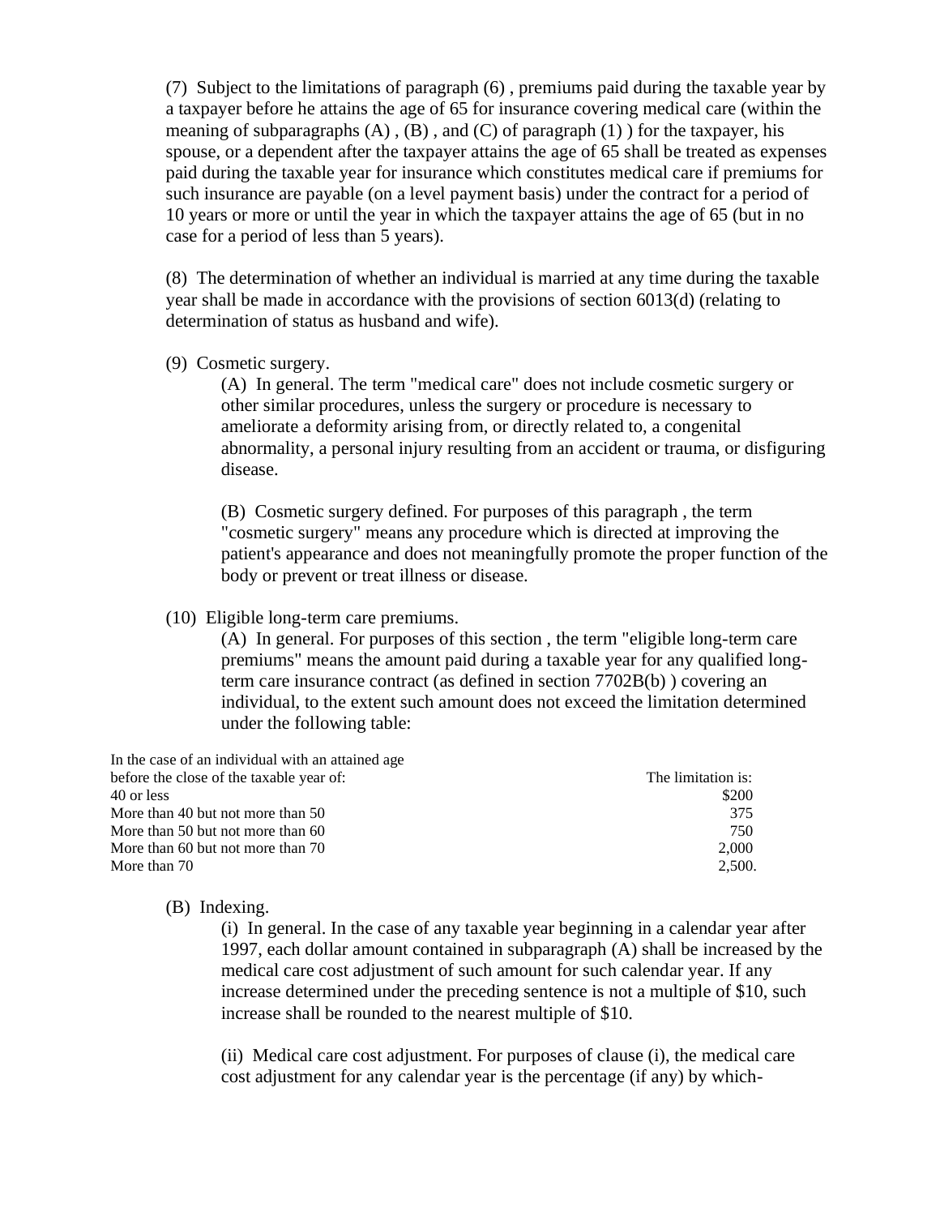(7) Subject to the limitations of paragraph (6) , premiums paid during the taxable year by a taxpayer before he attains the age of 65 for insurance covering medical care (within the meaning of subparagraphs (A) , (B) , and (C) of paragraph (1) ) for the taxpayer, his spouse, or a dependent after the taxpayer attains the age of 65 shall be treated as expenses paid during the taxable year for insurance which constitutes medical care if premiums for such insurance are payable (on a level payment basis) under the contract for a period of 10 years or more or until the year in which the taxpayer attains the age of 65 (but in no case for a period of less than 5 years).

(8) The determination of whether an individual is married at any time during the taxable year shall be made in accordance with the provisions of section 6013(d) (relating to determination of status as husband and wife).

(9) Cosmetic surgery.

(A) In general. The term "medical care" does not include cosmetic surgery or other similar procedures, unless the surgery or procedure is necessary to ameliorate a deformity arising from, or directly related to, a congenital abnormality, a personal injury resulting from an accident or trauma, or disfiguring disease.

(B) Cosmetic surgery defined. For purposes of this paragraph , the term "cosmetic surgery" means any procedure which is directed at improving the patient's appearance and does not meaningfully promote the proper function of the body or prevent or treat illness or disease.

(10) Eligible long-term care premiums.

(A) In general. For purposes of this section , the term "eligible long-term care premiums" means the amount paid during a taxable year for any qualified long-term care insurance contract (as defined in section 7702B(b) ) covering an individual, to the extent such amount does not exceed the limitation determined under the following table:

| In the case of an individual with an attained age before the close of the taxable year of: | The limitation is: |
|---|---:|
| 40 or less | $200 |
| More than 40 but not more than 50 | 375 |
| More than 50 but not more than 60 | 750 |
| More than 60 but not more than 70 | 2,000 |
| More than 70 | 2,500. |

(B) Indexing.

(i) In general. In the case of any taxable year beginning in a calendar year after 1997, each dollar amount contained in subparagraph (A) shall be increased by the medical care cost adjustment of such amount for such calendar year. If any increase determined under the preceding sentence is not a multiple of $10, such increase shall be rounded to the nearest multiple of $10.

(ii) Medical care cost adjustment. For purposes of clause (i), the medical care cost adjustment for any calendar year is the percentage (if any) by which-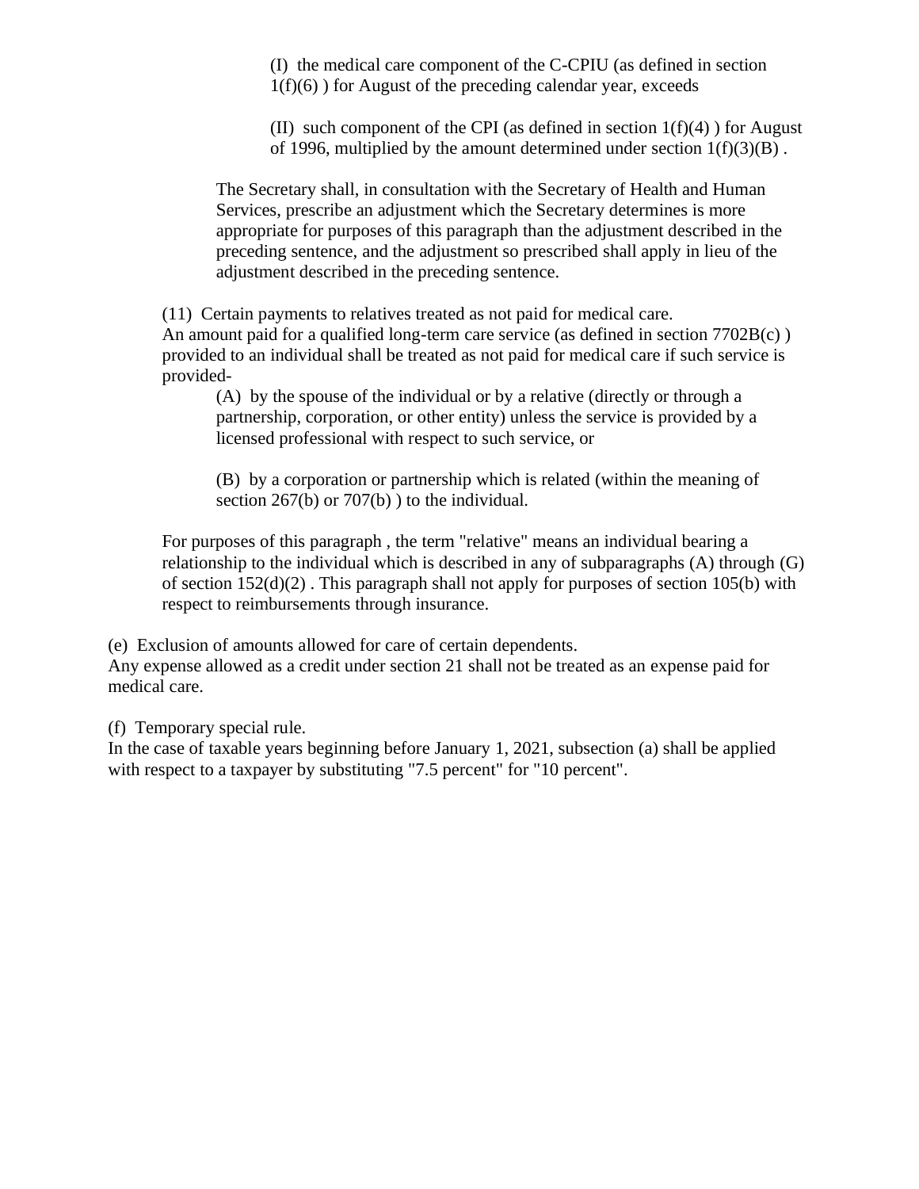(I) the medical care component of the C-CPIU (as defined in section 1(f)(6) ) for August of the preceding calendar year, exceeds

(II) such component of the CPI (as defined in section 1(f)(4) ) for August of 1996, multiplied by the amount determined under section 1(f)(3)(B) .

The Secretary shall, in consultation with the Secretary of Health and Human Services, prescribe an adjustment which the Secretary determines is more appropriate for purposes of this paragraph than the adjustment described in the preceding sentence, and the adjustment so prescribed shall apply in lieu of the adjustment described in the preceding sentence.

(11) Certain payments to relatives treated as not paid for medical care.
An amount paid for a qualified long-term care service (as defined in section 7702B(c) ) provided to an individual shall be treated as not paid for medical care if such service is provided-

(A) by the spouse of the individual or by a relative (directly or through a partnership, corporation, or other entity) unless the service is provided by a licensed professional with respect to such service, or

(B) by a corporation or partnership which is related (within the meaning of section 267(b) or 707(b) ) to the individual.

For purposes of this paragraph , the term "relative" means an individual bearing a relationship to the individual which is described in any of subparagraphs (A) through (G) of section 152(d)(2) . This paragraph shall not apply for purposes of section 105(b) with respect to reimbursements through insurance.

(e) Exclusion of amounts allowed for care of certain dependents.
Any expense allowed as a credit under section 21 shall not be treated as an expense paid for medical care.

(f) Temporary special rule.
In the case of taxable years beginning before January 1, 2021, subsection (a) shall be applied with respect to a taxpayer by substituting "7.5 percent" for "10 percent".